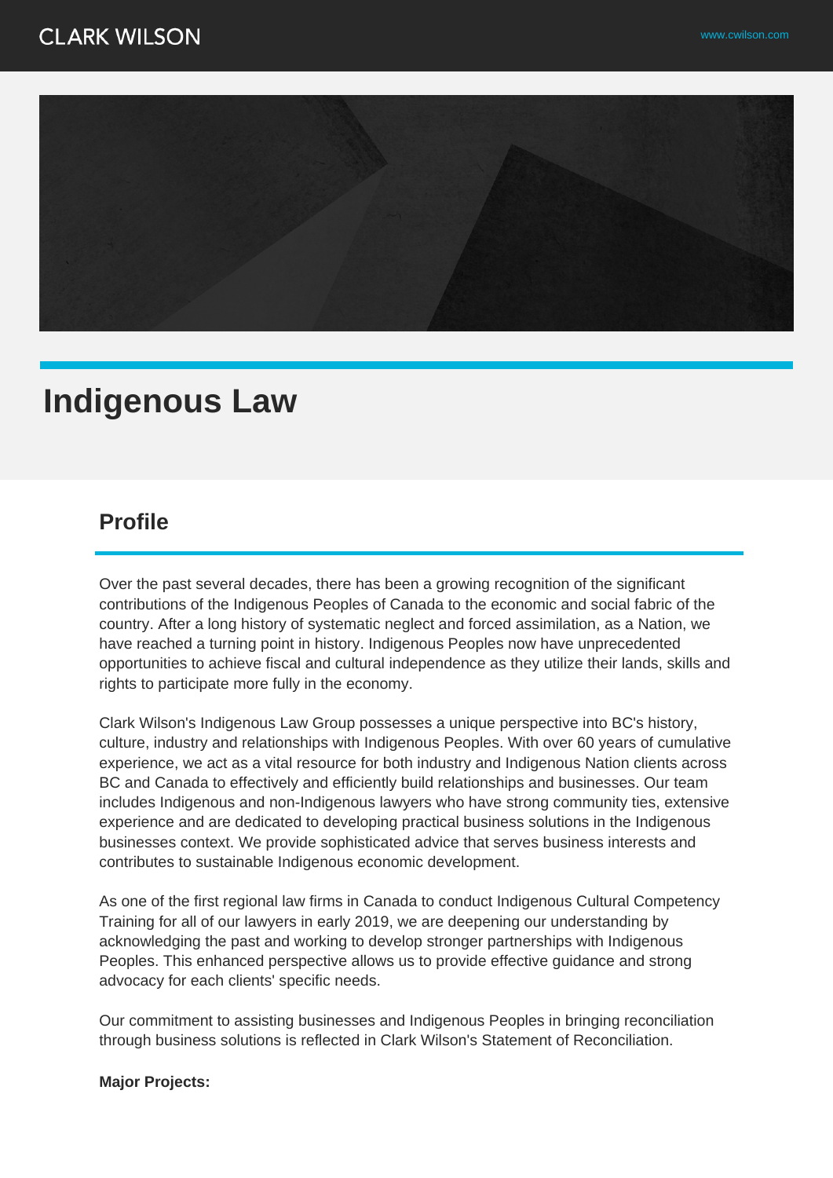# Indigenous Law

## Profile

Over the past several decades, there has been a growing recognition of the significant contributions of the Indigenous Peoples of Canada to the economic and social fabric of the country. After a long history of systematic neglect and forced assimilation, as a Nation, we have reached a turning point in history. Indigenous Peoples now have unprecedented opportunities to achieve fiscal and cultural independence as they utilize their lands, skills and rights to participate more fully in the economy.

Clark Wilson's Indigenous Law Group possesses a unique perspective into BC's history, culture, industry and relationships with Indigenous Peoples. With over 60 years of cumulative experience, we act as a vital resource for both industry and Indigenous Nation clients across BC and Canada to effectively and efficiently build relationships and businesses. Our team includes Indigenous and non-Indigenous lawyers who have strong community ties, extensive experience and are dedicated to developing practical business solutions in the Indigenous businesses context. We provide sophisticated advice that serves business interests and contributes to sustainable Indigenous economic development.

As one of the first regional law firms in Canada to conduct Indigenous Cultural Competency Training for all of our lawyers in early 2019, we are deepening our understanding by acknowledging the past and working to develop stronger partnerships with Indigenous Peoples. This enhanced perspective allows us to provide effective guidance and strong advocacy for each clients' specific needs.

Our commitment to assisting businesses and Indigenous Peoples in bringing reconciliation through business solutions is reflected in Clark Wilson's Statement of Reconciliation.

**Major Projects:**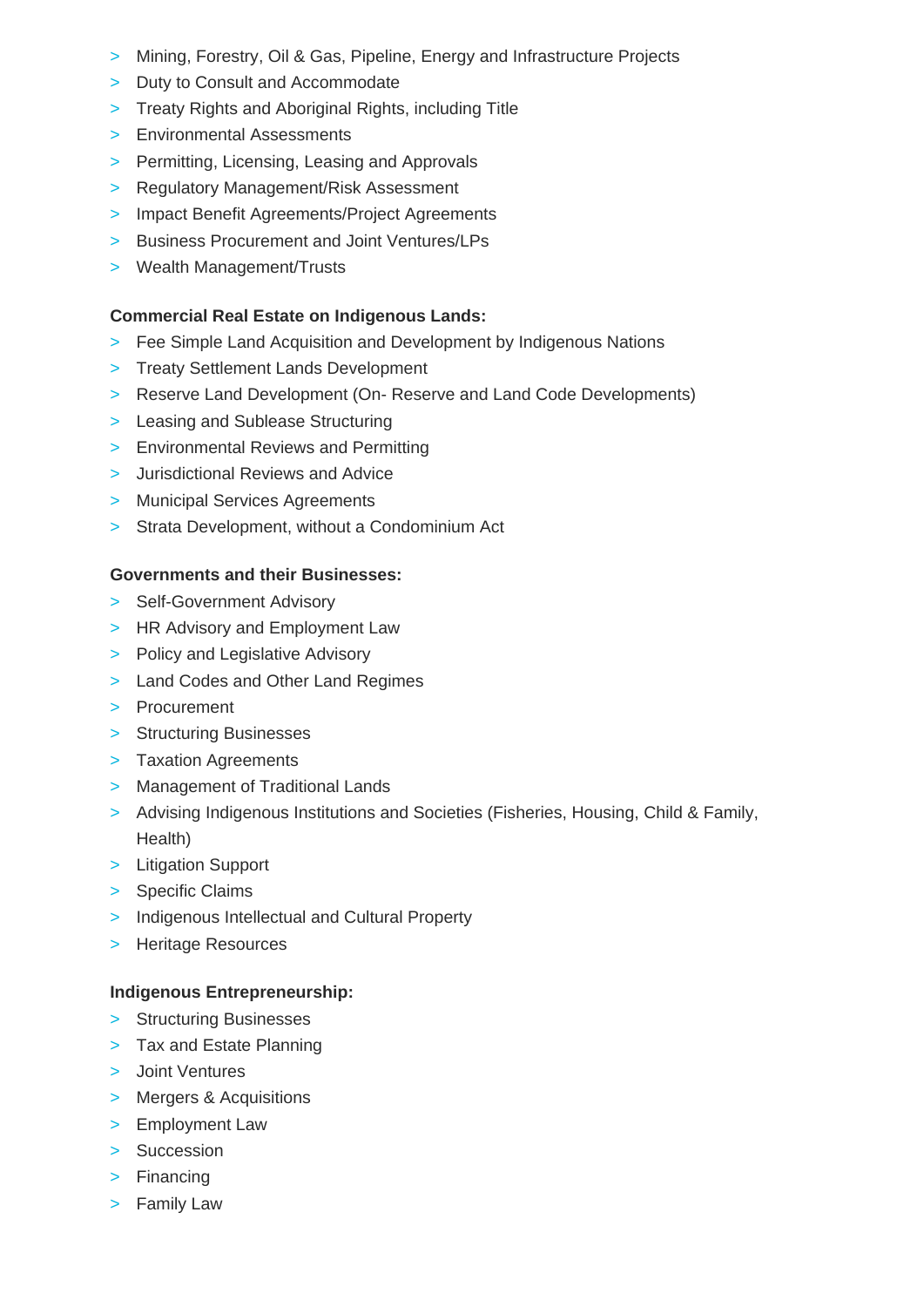- Mining, Forestry, Oil & Gas, Pipeline, Energy and Infrastructure Projects
- Duty to Consult and Accommodate
- Treaty Rights and Aboriginal Rights, including Title
- Environmental Assessments
- Permitting, Licensing, Leasing and Approvals
- Regulatory Management/Risk Assessment
- Impact Benefit Agreements/Project Agreements
- Business Procurement and Joint Ventures/LPs
- Wealth Management/Trusts

**Commercial Real Estate on Indigenous Lands:**

- Fee Simple Land Acquisition and Development by Indigenous Nations
- Treaty Settlement Lands Development
- Reserve Land Development (On- Reserve and Land Code Developments)
- Leasing and Sublease Structuring
- Environmental Reviews and Permitting
- Jurisdictional Reviews and Advice
- Municipal Services Agreements
- Strata Development, without a Condominium Act

**Governments and their Businesses:**

- Self-Government Advisory
- HR Advisory and Employment Law
- Policy and Legislative Advisory
- Land Codes and Other Land Regimes
- Procurement
- Structuring Businesses
- Taxation Agreements
- Management of Traditional Lands
- Advising Indigenous Institutions and Societies (Fisheries, Housing, Child & Family, Health)
- Litigation Support
- Specific Claims
- Indigenous Intellectual and Cultural Property
- Heritage Resources

**Indigenous Entrepreneurship:**

- Structuring Businesses
- Tax and Estate Planning
- Joint Ventures
- Mergers & Acquisitions
- Employment Law
- Succession
- Financing
- Family Law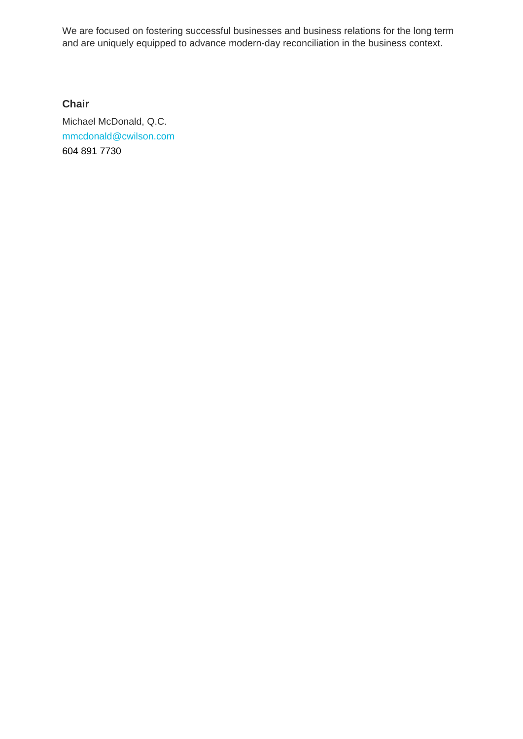We are focused on fostering successful businesses and business relations for the long term and are uniquely equipped to advance modern-day reconciliation in the business context.

**Chair**

Michael McDonald, Q.C.
mmcdonald@cwilson.com
604 891 7730